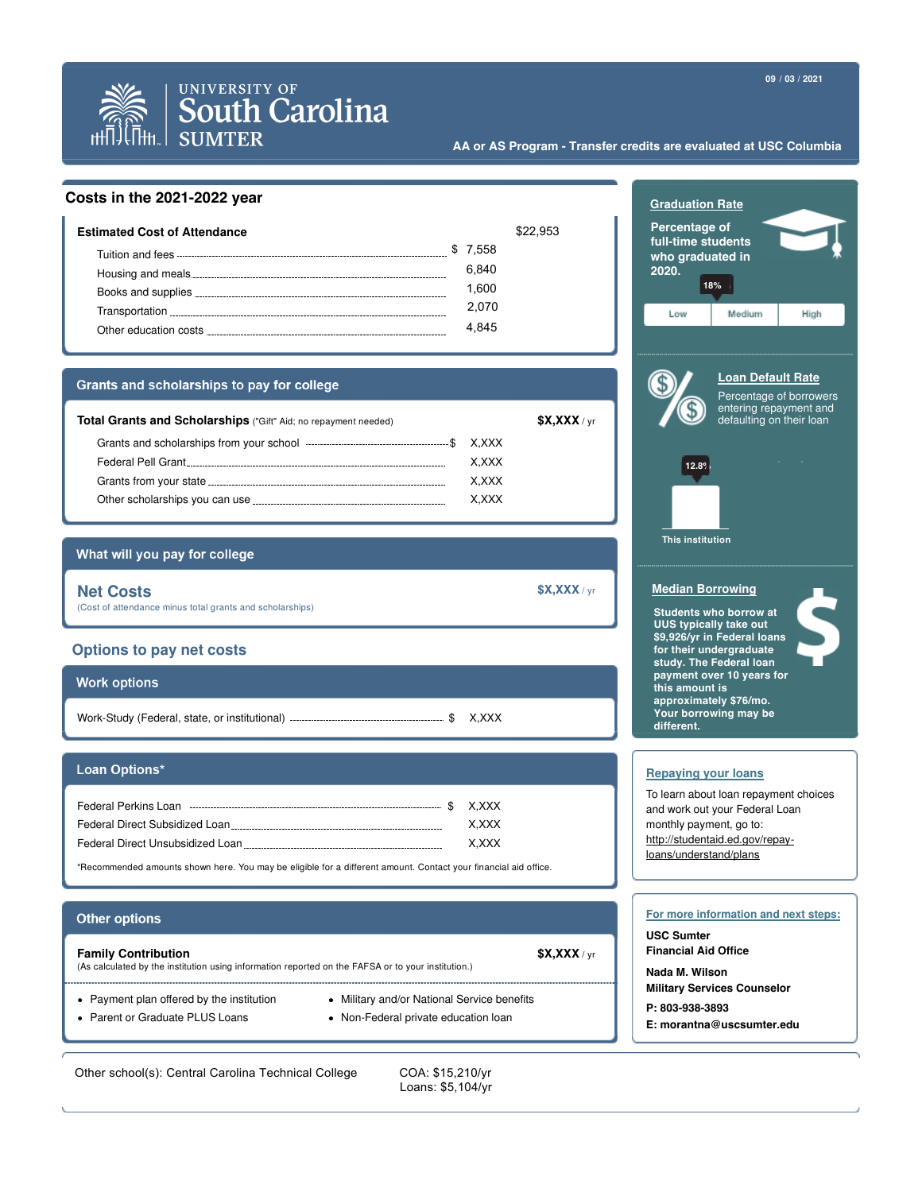University of South Carolina Sumter

09 / 03 / 2021

AA or AS Program - Transfer credits are evaluated at USC Columbia

## Costs in the 2021-2022 year

| **Estimated Cost of Attendance** | | $22,953 |
|---|---|---|
| Tuition and fees | $ 7,558 | |
| Housing and meals | 6,840 | |
| Books and supplies | 1,600 | |
| Transportation | 2,070 | |
| Other education costs | 4,845 | |

## Grants and scholarships to pay for college

| **Total Grants and Scholarships** ("Gift" Aid; no repayment needed) | | **$X,XXX** / yr |
|---|---|---|
| Grants and scholarships from your school | $ X,XXX | |
| Federal Pell Grant | X,XXX | |
| Grants from your state | X,XXX | |
| Other scholarships you can use | X,XXX | |

## What will you pay for college

**Net Costs** — **$X,XXX** / yr

(Cost of attendance minus total grants and scholarships)

## Options to pay net costs

### Work options

| Work-Study (Federal, state, or institutional) | $ X,XXX |
|---|---|

### Loan Options*

| Loan | Amount |
|---|---|
| Federal Perkins Loan | $ X,XXX |
| Federal Direct Subsidized Loan | X,XXX |
| Federal Direct Unsubsidized Loan | X,XXX |

*Recommended amounts shown here. You may be eligible for a different amount. Contact your financial aid office.

### Other options

**Family Contribution** — **$X,XXX** / yr

(As calculated by the institution using information reported on the FAFSA or to your institution.)

- Payment plan offered by the institution
- Parent or Graduate PLUS Loans
- Military and/or National Service benefits
- Non-Federal private education loan

### Graduation Rate

Percentage of full-time students who graduated in 2020.

18%

Low | Medium | High

### Loan Default Rate

Percentage of borrowers entering repayment and defaulting on their loan

12.8%

This institution

### Median Borrowing

Students who borrow at UUS typically take out $9,926/yr in Federal loans for their undergraduate study. The Federal loan payment over 10 years for this amount is approximately $76/mo. Your borrowing may be different.

### Repaying your loans

To learn about loan repayment choices and work out your Federal Loan monthly payment, go to: http://studentaid.ed.gov/repay-loans/understand/plans

### For more information and next steps:

**USC Sumter**
**Financial Aid Office**

**Nada M. Wilson**
**Military Services Counselor**

**P: 803-938-3893**

**E: morantna@uscsumter.edu**

Other school(s): Central Carolina Technical College

COA: $15,210/yr
Loans: $5,104/yr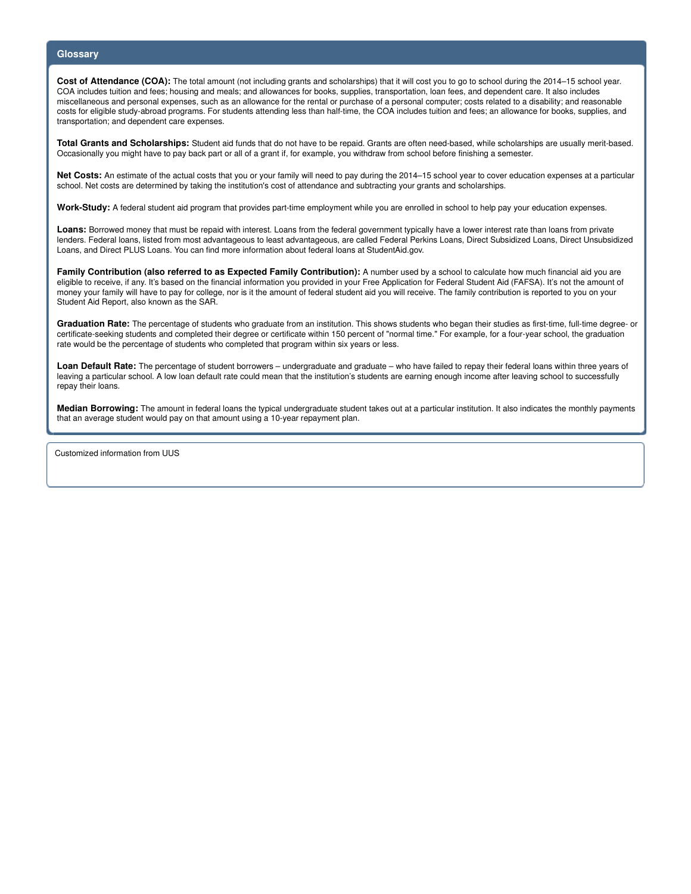## Glossary

**Cost of Attendance (COA):** The total amount (not including grants and scholarships) that it will cost you to go to school during the 2014–15 school year. COA includes tuition and fees; housing and meals; and allowances for books, supplies, transportation, loan fees, and dependent care. It also includes miscellaneous and personal expenses, such as an allowance for the rental or purchase of a personal computer; costs related to a disability; and reasonable costs for eligible study-abroad programs. For students attending less than half-time, the COA includes tuition and fees; an allowance for books, supplies, and transportation; and dependent care expenses.

**Total Grants and Scholarships:** Student aid funds that do not have to be repaid. Grants are often need-based, while scholarships are usually merit-based. Occasionally you might have to pay back part or all of a grant if, for example, you withdraw from school before finishing a semester.

**Net Costs:** An estimate of the actual costs that you or your family will need to pay during the 2014–15 school year to cover education expenses at a particular school. Net costs are determined by taking the institution's cost of attendance and subtracting your grants and scholarships.

**Work-Study:** A federal student aid program that provides part-time employment while you are enrolled in school to help pay your education expenses.

**Loans:** Borrowed money that must be repaid with interest. Loans from the federal government typically have a lower interest rate than loans from private lenders. Federal loans, listed from most advantageous to least advantageous, are called Federal Perkins Loans, Direct Subsidized Loans, Direct Unsubsidized Loans, and Direct PLUS Loans. You can find more information about federal loans at StudentAid.gov.

**Family Contribution (also referred to as Expected Family Contribution):** A number used by a school to calculate how much financial aid you are eligible to receive, if any. It's based on the financial information you provided in your Free Application for Federal Student Aid (FAFSA). It's not the amount of money your family will have to pay for college, nor is it the amount of federal student aid you will receive. The family contribution is reported to you on your Student Aid Report, also known as the SAR.

**Graduation Rate:** The percentage of students who graduate from an institution. This shows students who began their studies as first-time, full-time degree- or certificate-seeking students and completed their degree or certificate within 150 percent of "normal time." For example, for a four-year school, the graduation rate would be the percentage of students who completed that program within six years or less.

**Loan Default Rate:** The percentage of student borrowers – undergraduate and graduate – who have failed to repay their federal loans within three years of leaving a particular school. A low loan default rate could mean that the institution's students are earning enough income after leaving school to successfully repay their loans.

**Median Borrowing:** The amount in federal loans the typical undergraduate student takes out at a particular institution. It also indicates the monthly payments that an average student would pay on that amount using a 10-year repayment plan.

Customized information from UUS